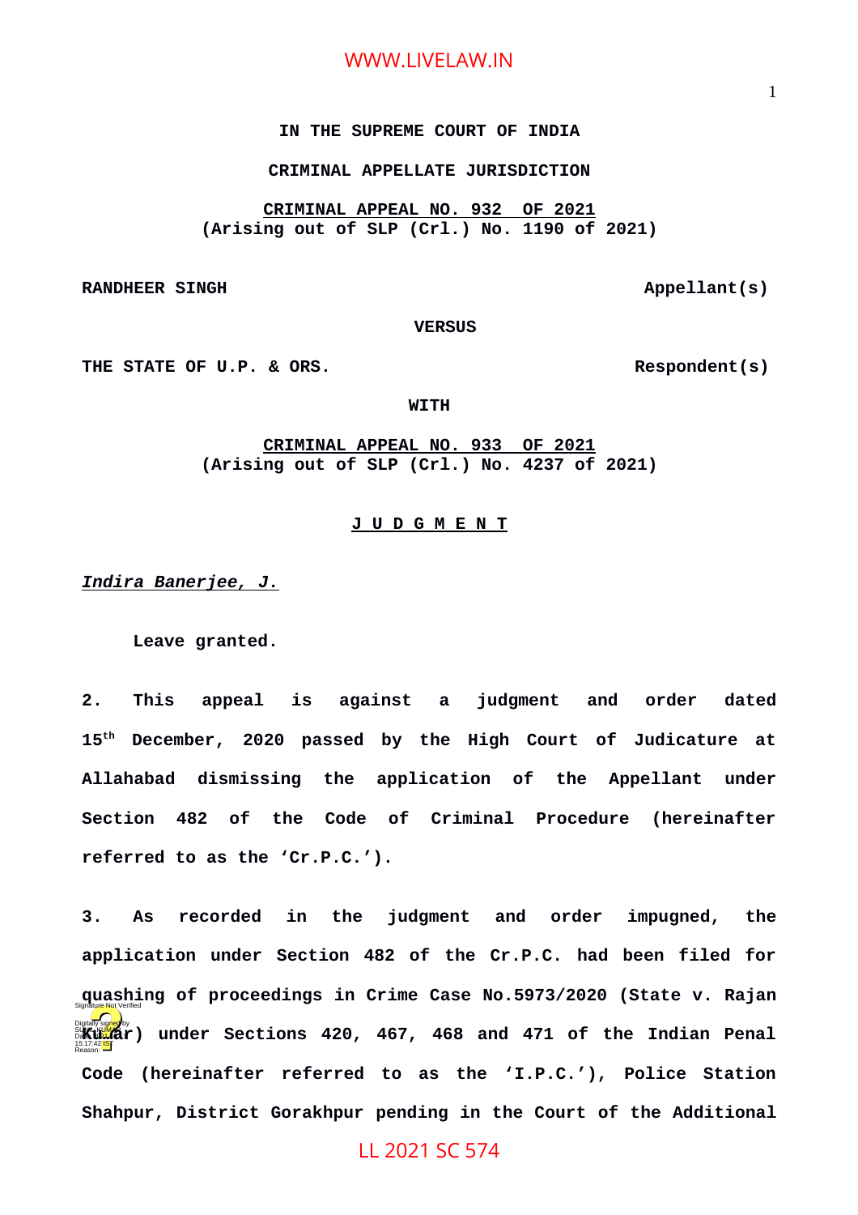**IN THE SUPREME COURT OF INDIA**

**CRIMINAL APPELLATE JURISDICTION**

**CRIMINAL APPEAL NO. 932 OF 2021**
**(Arising out of SLP (Crl.) No. 1190 of 2021)**

**RANDHEER SINGH** **Appellant(s)**

**VERSUS**

**THE STATE OF U.P. & ORS.** **Respondent(s)**

**WITH**

**CRIMINAL APPEAL NO. 933 OF 2021**
**(Arising out of SLP (Crl.) No. 4237 of 2021)**

**J U D G M E N T**

***Indira Banerjee, J.***

**Leave granted.**

**2. This appeal is against a judgment and order dated 15th December, 2020 passed by the High Court of Judicature at Allahabad dismissing the application of the Appellant under Section 482 of the Code of Criminal Procedure (hereinafter referred to as the 'Cr.P.C.').**

**3. As recorded in the judgment and order impugned, the application under Section 482 of the Cr.P.C. had been filed for quashing of proceedings in Crime Case No.5973/2020 (State v. Rajan Kumar) under Sections 420, 467, 468 and 471 of the Indian Penal Code (hereinafter referred to as the 'I.P.C.'), Police Station Shahpur, District Gorakhpur pending in the Court of the Additional**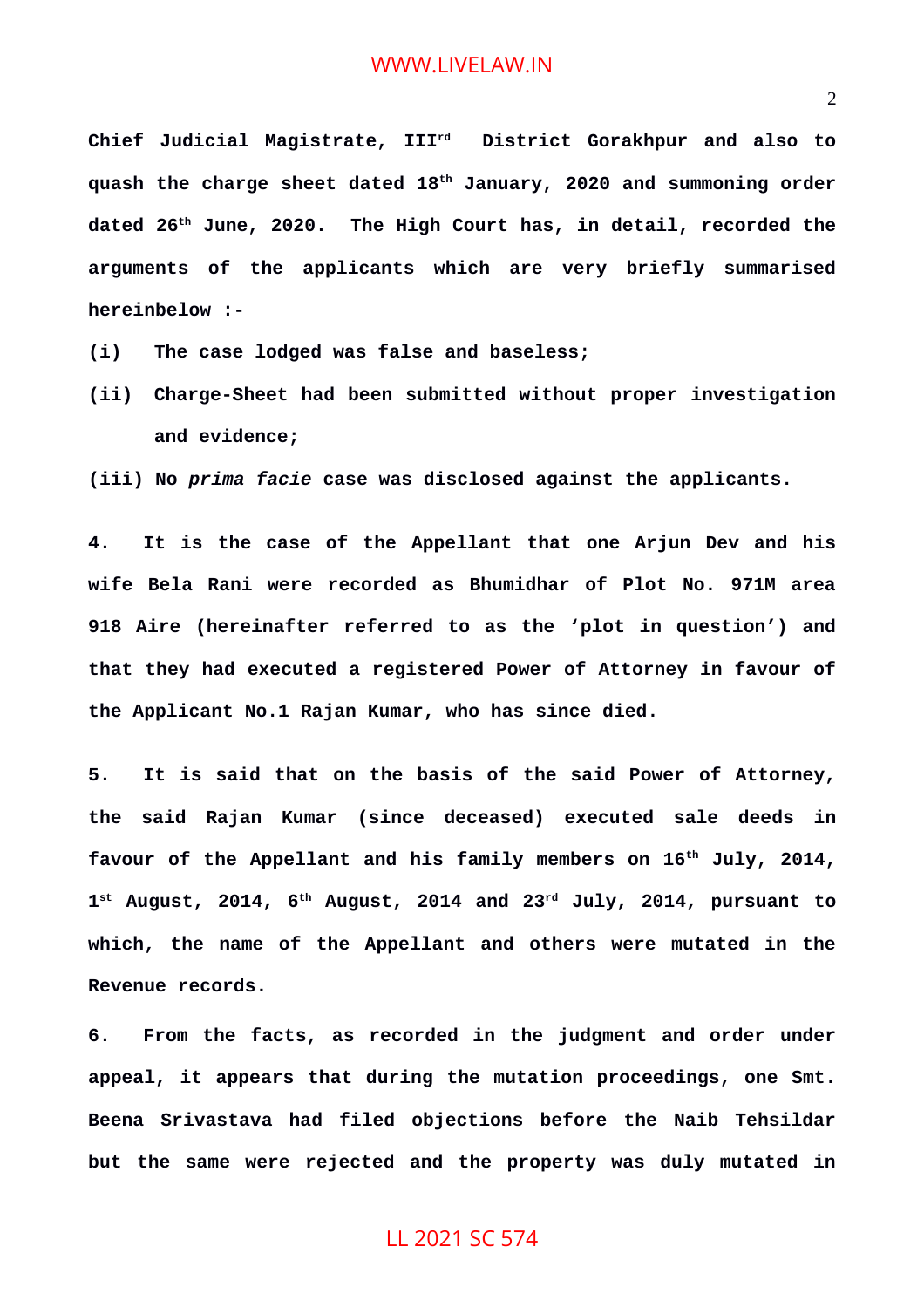**Chief Judicial Magistrate, III[rd] District Gorakhpur and also to quash the charge sheet dated 18[th] January, 2020 and summoning order dated 26[th] June, 2020. The High Court has, in detail, recorded the arguments of the applicants which are very briefly summarised hereinbelow :-**

**(i) The case lodged was false and baseless;**

**(ii) Charge-Sheet had been submitted without proper investigation and evidence;**

**(iii) No *prima facie* case was disclosed against the applicants.**

**4. It is the case of the Appellant that one Arjun Dev and his wife Bela Rani were recorded as Bhumidhar of Plot No. 971M area 918 Aire (hereinafter referred to as the 'plot in question') and that they had executed a registered Power of Attorney in favour of the Applicant No.1 Rajan Kumar, who has since died.**

**5. It is said that on the basis of the said Power of Attorney, the said Rajan Kumar (since deceased) executed sale deeds in favour of the Appellant and his family members on 16[th] July, 2014, 1[st] August, 2014, 6[th] August, 2014 and 23[rd] July, 2014, pursuant to which, the name of the Appellant and others were mutated in the Revenue records.**

**6. From the facts, as recorded in the judgment and order under appeal, it appears that during the mutation proceedings, one Smt. Beena Srivastava had filed objections before the Naib Tehsildar but the same were rejected and the property was duly mutated in**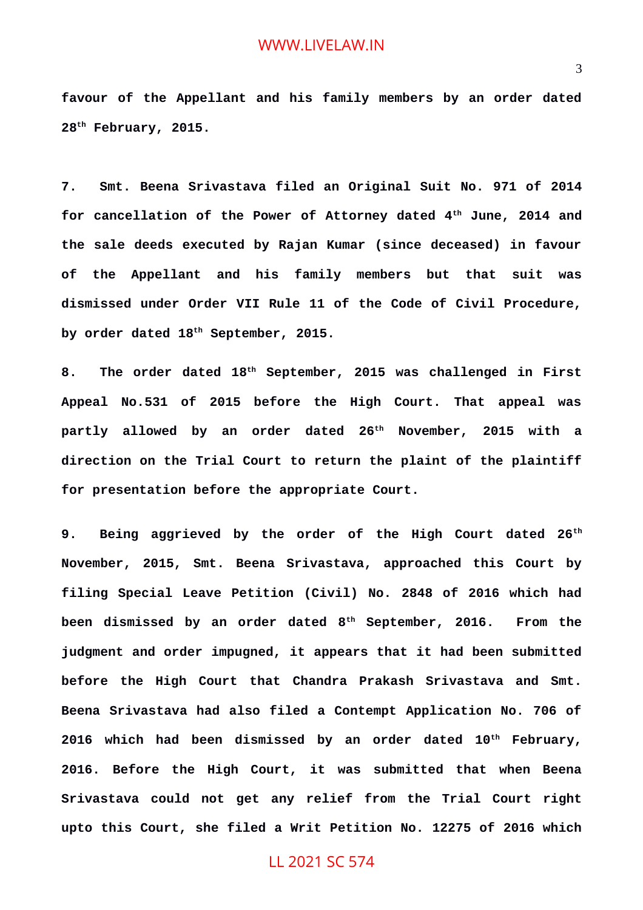**favour of the Appellant and his family members by an order dated 28th February, 2015.**

**7. Smt. Beena Srivastava filed an Original Suit No. 971 of 2014 for cancellation of the Power of Attorney dated 4th June, 2014 and the sale deeds executed by Rajan Kumar (since deceased) in favour of the Appellant and his family members but that suit was dismissed under Order VII Rule 11 of the Code of Civil Procedure, by order dated 18th September, 2015.**

**8. The order dated 18th September, 2015 was challenged in First Appeal No.531 of 2015 before the High Court. That appeal was partly allowed by an order dated 26th November, 2015 with a direction on the Trial Court to return the plaint of the plaintiff for presentation before the appropriate Court.**

**9. Being aggrieved by the order of the High Court dated 26th November, 2015, Smt. Beena Srivastava, approached this Court by filing Special Leave Petition (Civil) No. 2848 of 2016 which had been dismissed by an order dated 8th September, 2016. From the judgment and order impugned, it appears that it had been submitted before the High Court that Chandra Prakash Srivastava and Smt. Beena Srivastava had also filed a Contempt Application No. 706 of 2016 which had been dismissed by an order dated 10th February, 2016. Before the High Court, it was submitted that when Beena Srivastava could not get any relief from the Trial Court right upto this Court, she filed a Writ Petition No. 12275 of 2016 which**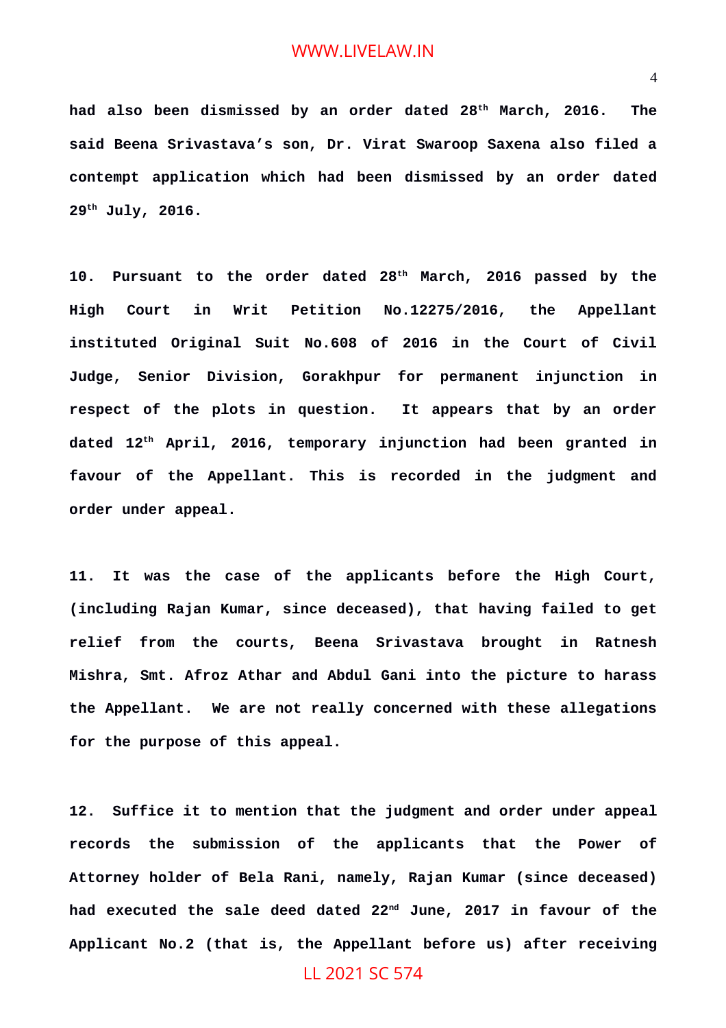had also been dismissed by an order dated 28th March, 2016. The said Beena Srivastava's son, Dr. Virat Swaroop Saxena also filed a contempt application which had been dismissed by an order dated 29th July, 2016.

10. Pursuant to the order dated 28th March, 2016 passed by the High Court in Writ Petition No.12275/2016, the Appellant instituted Original Suit No.608 of 2016 in the Court of Civil Judge, Senior Division, Gorakhpur for permanent injunction in respect of the plots in question. It appears that by an order dated 12th April, 2016, temporary injunction had been granted in favour of the Appellant. This is recorded in the judgment and order under appeal.

11. It was the case of the applicants before the High Court, (including Rajan Kumar, since deceased), that having failed to get relief from the courts, Beena Srivastava brought in Ratnesh Mishra, Smt. Afroz Athar and Abdul Gani into the picture to harass the Appellant. We are not really concerned with these allegations for the purpose of this appeal.

12. Suffice it to mention that the judgment and order under appeal records the submission of the applicants that the Power of Attorney holder of Bela Rani, namely, Rajan Kumar (since deceased) had executed the sale deed dated 22nd June, 2017 in favour of the Applicant No.2 (that is, the Appellant before us) after receiving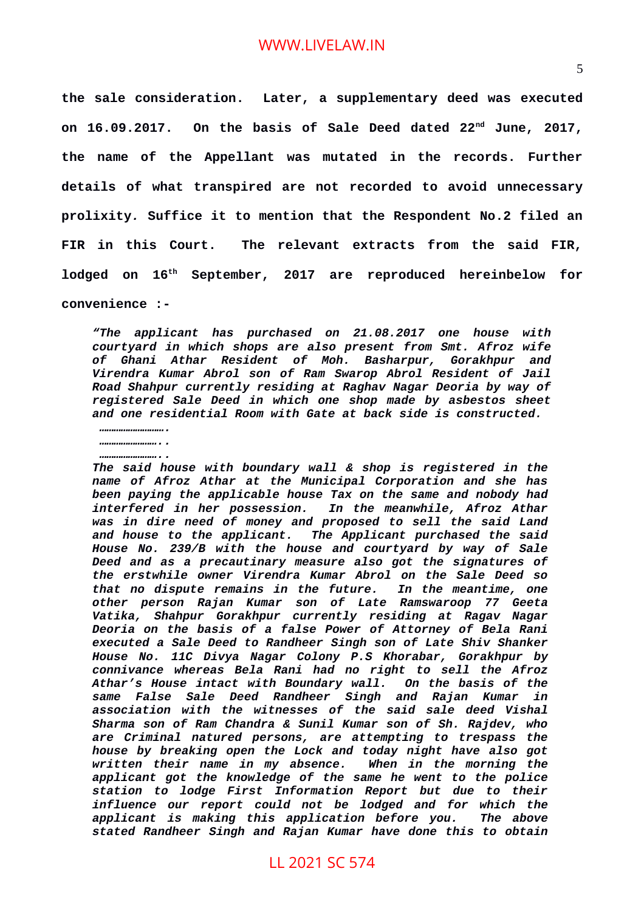**the sale consideration. Later, a supplementary deed was executed on 16.09.2017. On the basis of Sale Deed dated 22nd June, 2017, the name of the Appellant was mutated in the records. Further details of what transpired are not recorded to avoid unnecessary prolixity. Suffice it to mention that the Respondent No.2 filed an FIR in this Court. The relevant extracts from the said FIR, lodged on 16th September, 2017 are reproduced hereinbelow for convenience :-**

> ***"The applicant has purchased on 21.08.2017 one house with courtyard in which shops are also present from Smt. Afroz wife of Ghani Athar Resident of Moh. Basharpur, Gorakhpur and Virendra Kumar Abrol son of Ram Swarop Abrol Resident of Jail Road Shahpur currently residing at Raghav Nagar Deoria by way of registered Sale Deed in which one shop made by asbestos sheet and one residential Room with Gate at back side is constructed.***
>
> ***……………………….***
>
> ***……………………..***
>
> ***……………………..***
>
> ***The said house with boundary wall & shop is registered in the name of Afroz Athar at the Municipal Corporation and she has been paying the applicable house Tax on the same and nobody had interfered in her possession. In the meanwhile, Afroz Athar was in dire need of money and proposed to sell the said Land and house to the applicant. The Applicant purchased the said House No. 239/B with the house and courtyard by way of Sale Deed and as a precautinary measure also got the signatures of the erstwhile owner Virendra Kumar Abrol on the Sale Deed so that no dispute remains in the future. In the meantime, one other person Rajan Kumar son of Late Ramswaroop 77 Geeta Vatika, Shahpur Gorakhpur currently residing at Ragav Nagar Deoria on the basis of a false Power of Attorney of Bela Rani executed a Sale Deed to Randheer Singh son of Late Shiv Shanker House No. 11C Divya Nagar Colony P.S Khorabar, Gorakhpur by connivance whereas Bela Rani had no right to sell the Afroz Athar's House intact with Boundary wall. On the basis of the same False Sale Deed Randheer Singh and Rajan Kumar in association with the witnesses of the said sale deed Vishal Sharma son of Ram Chandra & Sunil Kumar son of Sh. Rajdev, who are Criminal natured persons, are attempting to trespass the house by breaking open the Lock and today night have also got written their name in my absence. When in the morning the applicant got the knowledge of the same he went to the police station to lodge First Information Report but due to their influence our report could not be lodged and for which the applicant is making this application before you. The above stated Randheer Singh and Rajan Kumar have done this to obtain***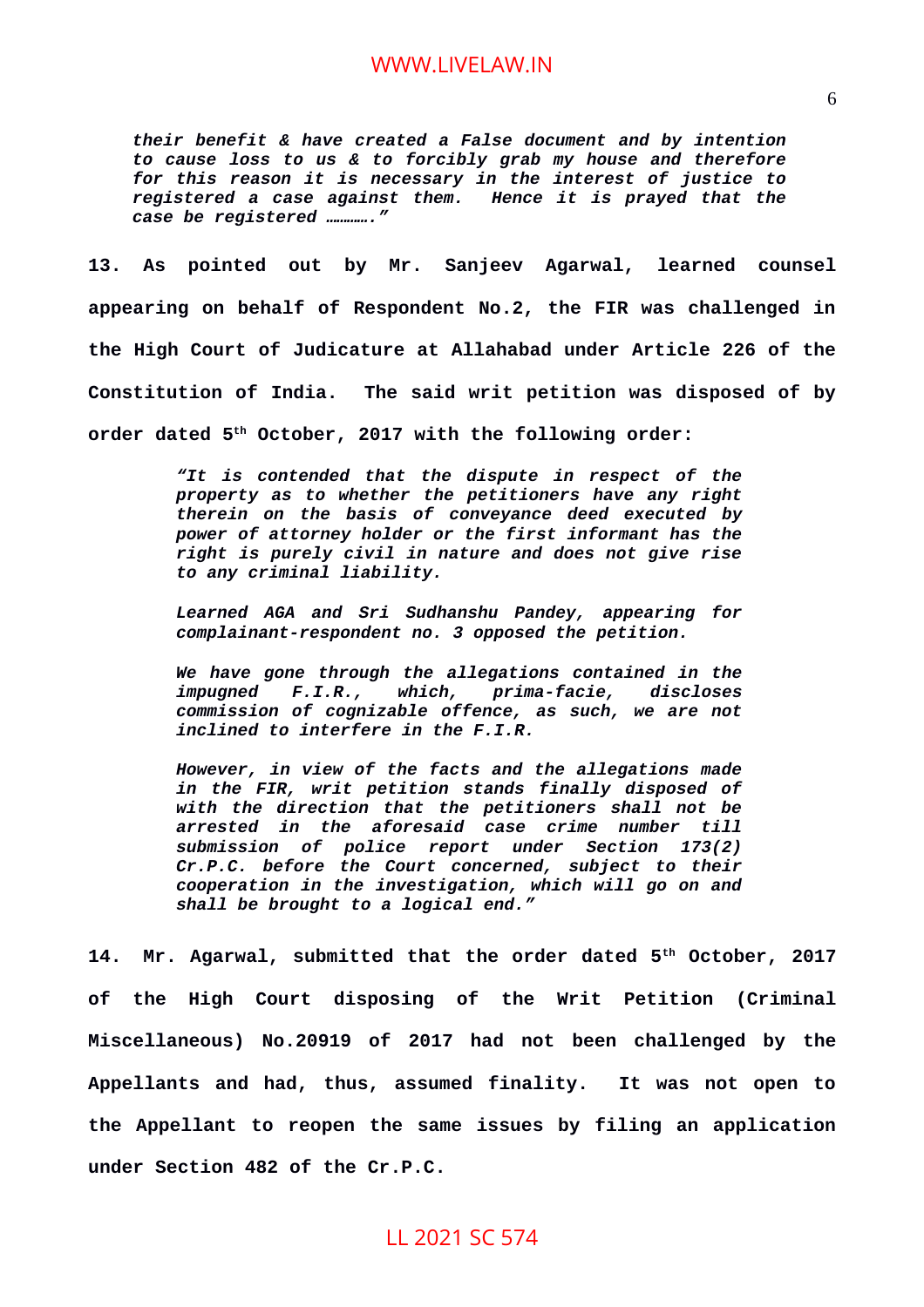*their benefit & have created a False document and by intention to cause loss to us & to forcibly grab my house and therefore for this reason it is necessary in the interest of justice to registered a case against them. Hence it is prayed that the case be registered ……….."*

**13. As pointed out by Mr. Sanjeev Agarwal, learned counsel appearing on behalf of Respondent No.2, the FIR was challenged in the High Court of Judicature at Allahabad under Article 226 of the Constitution of India. The said writ petition was disposed of by order dated 5th October, 2017 with the following order:**

> ***"It is contended that the dispute in respect of the property as to whether the petitioners have any right therein on the basis of conveyance deed executed by power of attorney holder or the first informant has the right is purely civil in nature and does not give rise to any criminal liability.***
>
> ***Learned AGA and Sri Sudhanshu Pandey, appearing for complainant-respondent no. 3 opposed the petition.***
>
> ***We have gone through the allegations contained in the impugned F.I.R., which, prima-facie, discloses commission of cognizable offence, as such, we are not inclined to interfere in the F.I.R.***
>
> ***However, in view of the facts and the allegations made in the FIR, writ petition stands finally disposed of with the direction that the petitioners shall not be arrested in the aforesaid case crime number till submission of police report under Section 173(2) Cr.P.C. before the Court concerned, subject to their cooperation in the investigation, which will go on and shall be brought to a logical end."***

**14. Mr. Agarwal, submitted that the order dated 5th October, 2017 of the High Court disposing of the Writ Petition (Criminal Miscellaneous) No.20919 of 2017 had not been challenged by the Appellants and had, thus, assumed finality. It was not open to the Appellant to reopen the same issues by filing an application under Section 482 of the Cr.P.C.**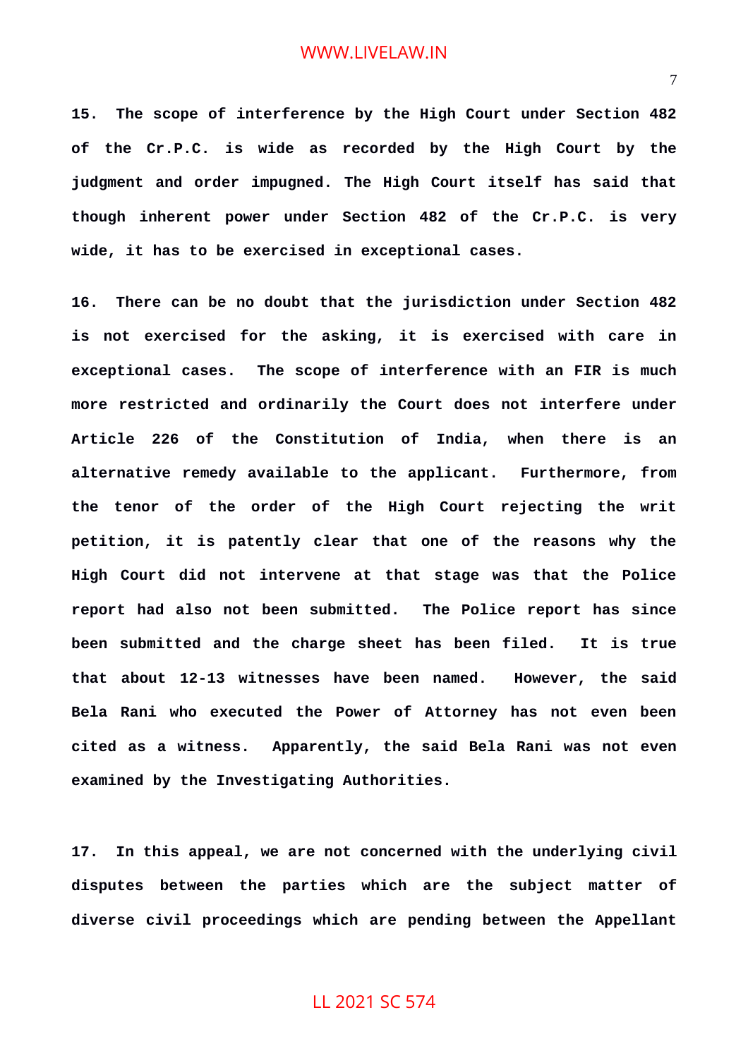**15. The scope of interference by the High Court under Section 482 of the Cr.P.C. is wide as recorded by the High Court by the judgment and order impugned. The High Court itself has said that though inherent power under Section 482 of the Cr.P.C. is very wide, it has to be exercised in exceptional cases.**

**16. There can be no doubt that the jurisdiction under Section 482 is not exercised for the asking, it is exercised with care in exceptional cases. The scope of interference with an FIR is much more restricted and ordinarily the Court does not interfere under Article 226 of the Constitution of India, when there is an alternative remedy available to the applicant. Furthermore, from the tenor of the order of the High Court rejecting the writ petition, it is patently clear that one of the reasons why the High Court did not intervene at that stage was that the Police report had also not been submitted. The Police report has since been submitted and the charge sheet has been filed. It is true that about 12-13 witnesses have been named. However, the said Bela Rani who executed the Power of Attorney has not even been cited as a witness. Apparently, the said Bela Rani was not even examined by the Investigating Authorities.**

**17. In this appeal, we are not concerned with the underlying civil disputes between the parties which are the subject matter of diverse civil proceedings which are pending between the Appellant**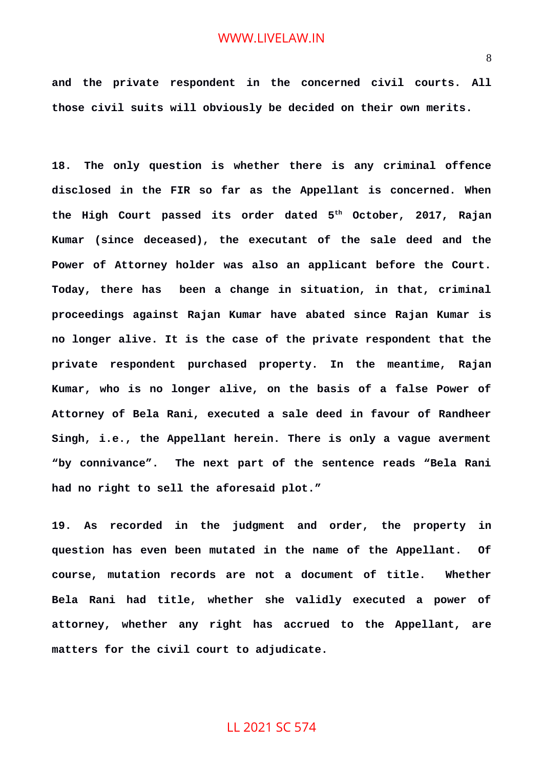**and the private respondent in the concerned civil courts. All those civil suits will obviously be decided on their own merits.**

**18. The only question is whether there is any criminal offence disclosed in the FIR so far as the Appellant is concerned. When the High Court passed its order dated 5th October, 2017, Rajan Kumar (since deceased), the executant of the sale deed and the Power of Attorney holder was also an applicant before the Court. Today, there has been a change in situation, in that, criminal proceedings against Rajan Kumar have abated since Rajan Kumar is no longer alive. It is the case of the private respondent that the private respondent purchased property. In the meantime, Rajan Kumar, who is no longer alive, on the basis of a false Power of Attorney of Bela Rani, executed a sale deed in favour of Randheer Singh, i.e., the Appellant herein. There is only a vague averment "by connivance". The next part of the sentence reads "Bela Rani had no right to sell the aforesaid plot."**

**19. As recorded in the judgment and order, the property in question has even been mutated in the name of the Appellant. Of course, mutation records are not a document of title. Whether Bela Rani had title, whether she validly executed a power of attorney, whether any right has accrued to the Appellant, are matters for the civil court to adjudicate.**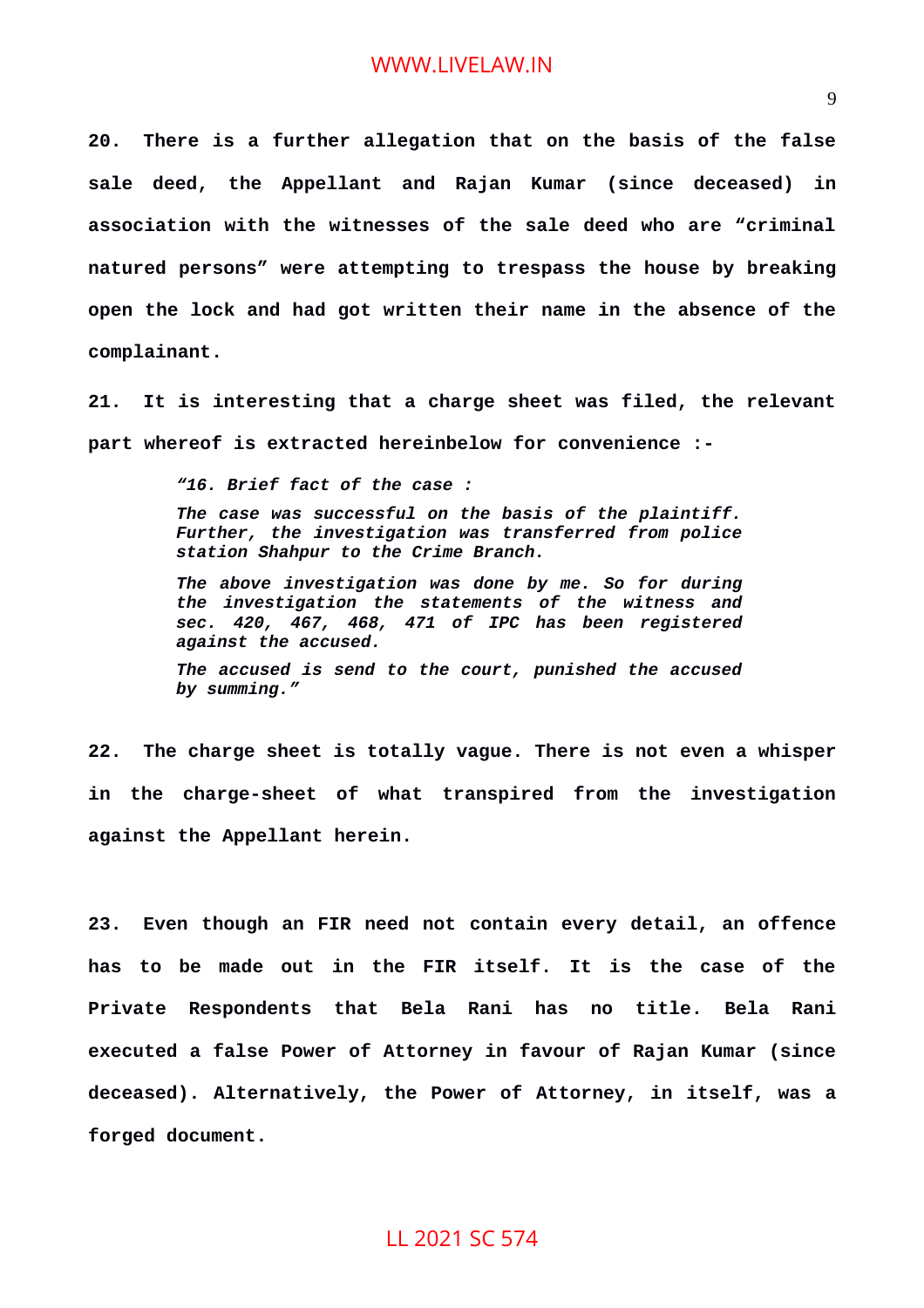**20. There is a further allegation that on the basis of the false sale deed, the Appellant and Rajan Kumar (since deceased) in association with the witnesses of the sale deed who are "criminal natured persons" were attempting to trespass the house by breaking open the lock and had got written their name in the absence of the complainant.**

**21. It is interesting that a charge sheet was filed, the relevant part whereof is extracted hereinbelow for convenience :-**

> ***"16. Brief fact of the case :***
>
> ***The case was successful on the basis of the plaintiff. Further, the investigation was transferred from police station Shahpur to the Crime Branch.***
>
> ***The above investigation was done by me. So for during the investigation the statements of the witness and sec. 420, 467, 468, 471 of IPC has been registered against the accused.***
>
> ***The accused is send to the court, punished the accused by summing."***

**22. The charge sheet is totally vague. There is not even a whisper in the charge-sheet of what transpired from the investigation against the Appellant herein.**

**23. Even though an FIR need not contain every detail, an offence has to be made out in the FIR itself. It is the case of the Private Respondents that Bela Rani has no title. Bela Rani executed a false Power of Attorney in favour of Rajan Kumar (since deceased). Alternatively, the Power of Attorney, in itself, was a forged document.**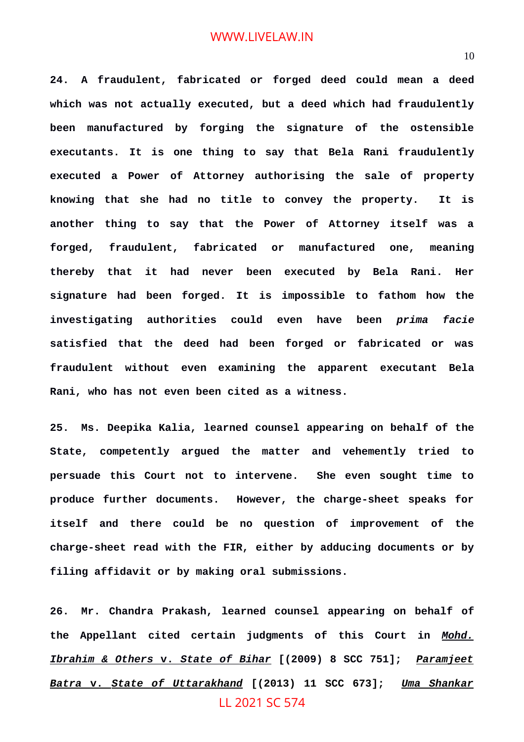**24. A fraudulent, fabricated or forged deed could mean a deed which was not actually executed, but a deed which had fraudulently been manufactured by forging the signature of the ostensible executants. It is one thing to say that Bela Rani fraudulently executed a Power of Attorney authorising the sale of property knowing that she had no title to convey the property. It is another thing to say that the Power of Attorney itself was a forged, fraudulent, fabricated or manufactured one, meaning thereby that it had never been executed by Bela Rani. Her signature had been forged. It is impossible to fathom how the investigating authorities could even have been *prima facie* satisfied that the deed had been forged or fabricated or was fraudulent without even examining the apparent executant Bela Rani, who has not even been cited as a witness.**

**25. Ms. Deepika Kalia, learned counsel appearing on behalf of the State, competently argued the matter and vehemently tried to persuade this Court not to intervene. She even sought time to produce further documents. However, the charge-sheet speaks for itself and there could be no question of improvement of the charge-sheet read with the FIR, either by adducing documents or by filing affidavit or by making oral submissions.**

**26. Mr. Chandra Prakash, learned counsel appearing on behalf of the Appellant cited certain judgments of this Court in *Mohd. Ibrahim & Others* v. *State of Bihar* [(2009) 8 SCC 751]; *Paramjeet Batra v. State of Uttarakhand* [(2013) 11 SCC 673]; *Uma Shankar***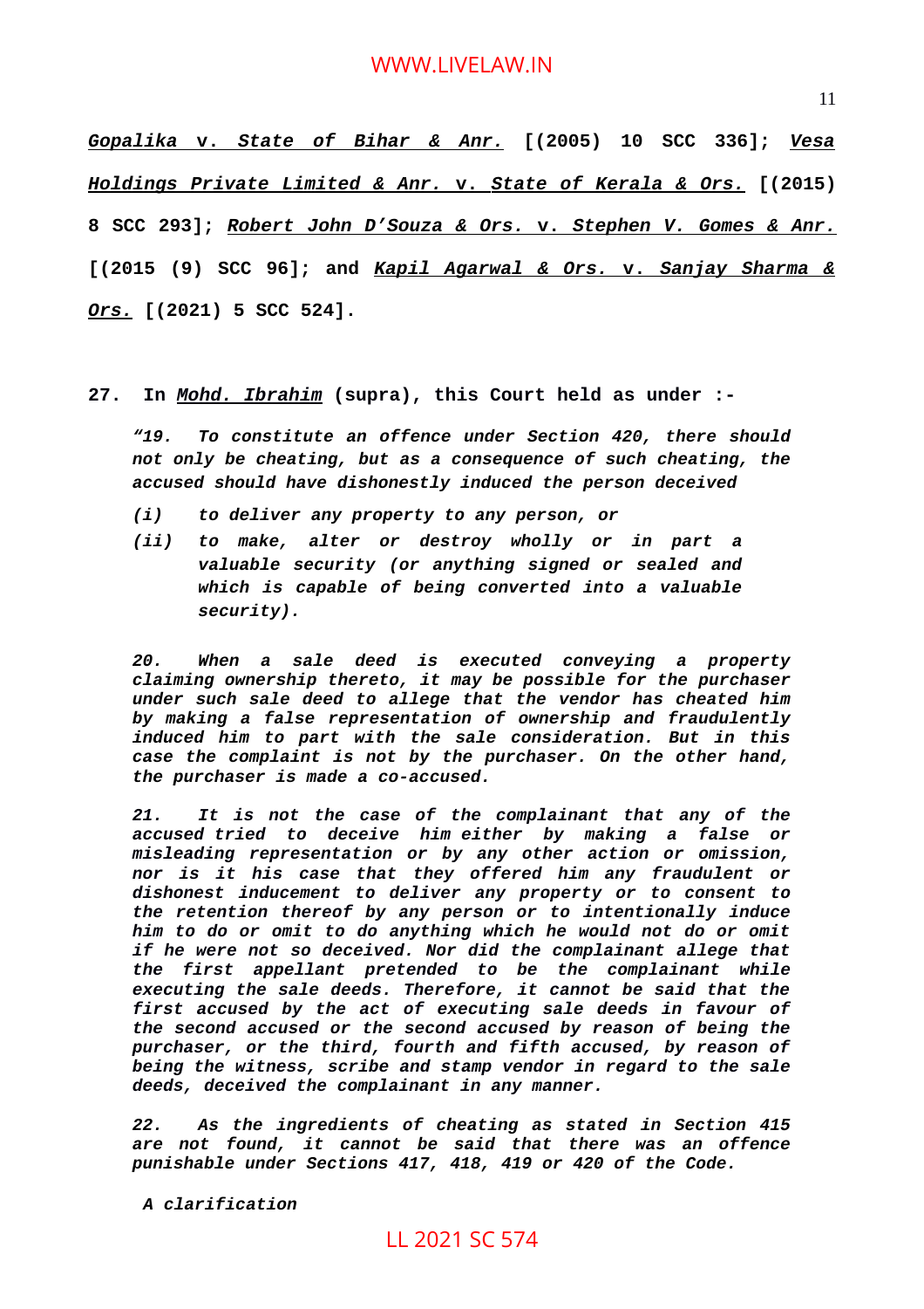***Gopalika* v. *State of Bihar & Anr.* [(2005) 10 SCC 336]; *Vesa Holdings Private Limited & Anr.* v. *State of Kerala & Ors.* [(2015) 8 SCC 293]; *Robert John D'Souza & Ors.* v. *Stephen V. Gomes & Anr.* [(2015 (9) SCC 96]; and *Kapil Agarwal & Ors.* v. *Sanjay Sharma & Ors.* [(2021) 5 SCC 524].**

**27. In *Mohd. Ibrahim* (supra), this Court held as under :-**

> ***"19. To constitute an offence under Section 420, there should not only be cheating, but as a consequence of such cheating, the accused should have dishonestly induced the person deceived***
>
> ***(i) to deliver any property to any person, or***
>
> ***(ii) to make, alter or destroy wholly or in part a valuable security (or anything signed or sealed and which is capable of being converted into a valuable security).***
>
> ***20. When a sale deed is executed conveying a property claiming ownership thereto, it may be possible for the purchaser under such sale deed to allege that the vendor has cheated him by making a false representation of ownership and fraudulently induced him to part with the sale consideration. But in this case the complaint is not by the purchaser. On the other hand, the purchaser is made a co-accused.***
>
> ***21. It is not the case of the complainant that any of the accused tried to deceive him either by making a false or misleading representation or by any other action or omission, nor is it his case that they offered him any fraudulent or dishonest inducement to deliver any property or to consent to the retention thereof by any person or to intentionally induce him to do or omit to do anything which he would not do or omit if he were not so deceived. Nor did the complainant allege that the first appellant pretended to be the complainant while executing the sale deeds. Therefore, it cannot be said that the first accused by the act of executing sale deeds in favour of the second accused or the second accused by reason of being the purchaser, or the third, fourth and fifth accused, by reason of being the witness, scribe and stamp vendor in regard to the sale deeds, deceived the complainant in any manner.***
>
> ***22. As the ingredients of cheating as stated in Section 415 are not found, it cannot be said that there was an offence punishable under Sections 417, 418, 419 or 420 of the Code.***
>
> ***A clarification***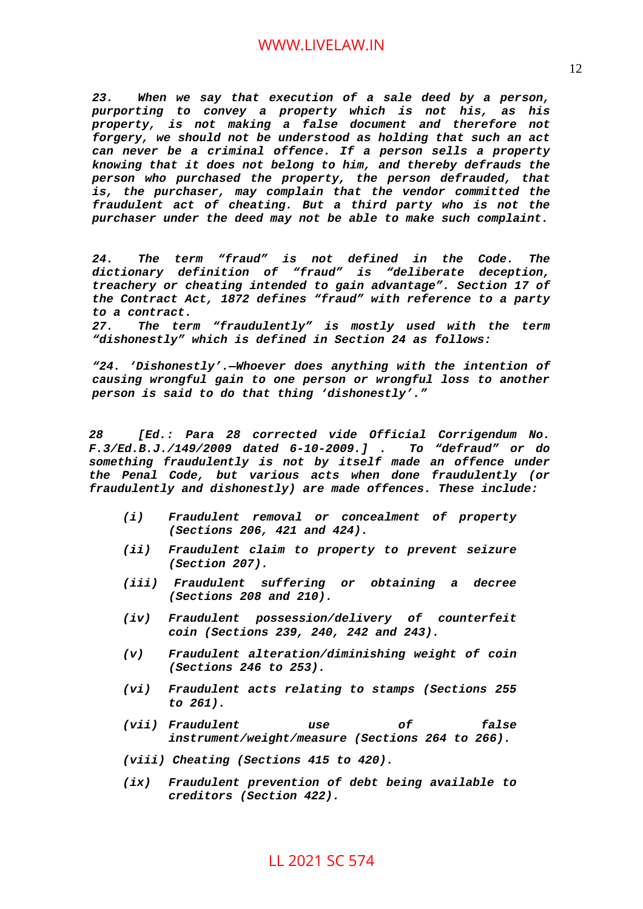***23. When we say that execution of a sale deed by a person, purporting to convey a property which is not his, as his property, is not making a false document and therefore not forgery, we should not be understood as holding that such an act can never be a criminal offence. If a person sells a property knowing that it does not belong to him, and thereby defrauds the person who purchased the property, the person defrauded, that is, the purchaser, may complain that the vendor committed the fraudulent act of cheating. But a third party who is not the purchaser under the deed may not be able to make such complaint.***

***24. The term "fraud" is not defined in the Code. The dictionary definition of "fraud" is "deliberate deception, treachery or cheating intended to gain advantage". Section 17 of the Contract Act, 1872 defines "fraud" with reference to a party to a contract.***

***27. The term "fraudulently" is mostly used with the term "dishonestly" which is defined in Section 24 as follows:***

***"24. 'Dishonestly'.—Whoever does anything with the intention of causing wrongful gain to one person or wrongful loss to another person is said to do that thing 'dishonestly'."***

***28 [Ed.: Para 28 corrected vide Official Corrigendum No. F.3/Ed.B.J./149/2009 dated 6-10-2009.] . To "defraud" or do something fraudulently is not by itself made an offence under the Penal Code, but various acts when done fraudulently (or fraudulently and dishonestly) are made offences. These include:***

- ***(i) Fraudulent removal or concealment of property (Sections 206, 421 and 424).***
- ***(ii) Fraudulent claim to property to prevent seizure (Section 207).***
- ***(iii) Fraudulent suffering or obtaining a decree (Sections 208 and 210).***
- ***(iv) Fraudulent possession/delivery of counterfeit coin (Sections 239, 240, 242 and 243).***
- ***(v) Fraudulent alteration/diminishing weight of coin (Sections 246 to 253).***
- ***(vi) Fraudulent acts relating to stamps (Sections 255 to 261).***
- ***(vii) Fraudulent use of false instrument/weight/measure (Sections 264 to 266).***
- ***(viii) Cheating (Sections 415 to 420).***
- ***(ix) Fraudulent prevention of debt being available to creditors (Section 422).***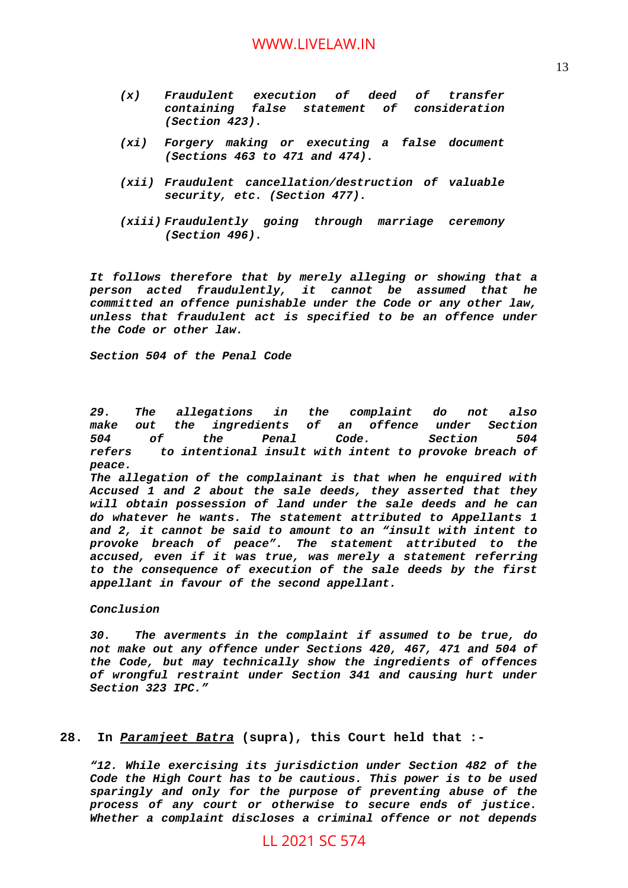*(x) Fraudulent execution of deed of transfer containing false statement of consideration (Section 423).*

*(xi) Forgery making or executing a false document (Sections 463 to 471 and 474).*

*(xii) Fraudulent cancellation/destruction of valuable security, etc. (Section 477).*

*(xiii) Fraudulently going through marriage ceremony (Section 496).*

***It follows therefore that by merely alleging or showing that a person acted fraudulently, it cannot be assumed that he committed an offence punishable under the Code or any other law, unless that fraudulent act is specified to be an offence under the Code or other law.***

***Section 504 of the Penal Code***

***29. The allegations in the complaint do not also make out the ingredients of an offence under Section 504 of the Penal Code. Section 504 refers to intentional insult with intent to provoke breach of peace.***

***The allegation of the complainant is that when he enquired with Accused 1 and 2 about the sale deeds, they asserted that they will obtain possession of land under the sale deeds and he can do whatever he wants. The statement attributed to Appellants 1 and 2, it cannot be said to amount to an "insult with intent to provoke breach of peace". The statement attributed to the accused, even if it was true, was merely a statement referring to the consequence of execution of the sale deeds by the first appellant in favour of the second appellant.***

***Conclusion***

***30. The averments in the complaint if assumed to be true, do not make out any offence under Sections 420, 467, 471 and 504 of the Code, but may technically show the ingredients of offences of wrongful restraint under Section 341 and causing hurt under Section 323 IPC."***

**28. In *Paramjeet Batra* (supra), this Court held that :-**

***"12. While exercising its jurisdiction under Section 482 of the Code the High Court has to be cautious. This power is to be used sparingly and only for the purpose of preventing abuse of the process of any court or otherwise to secure ends of justice. Whether a complaint discloses a criminal offence or not depends***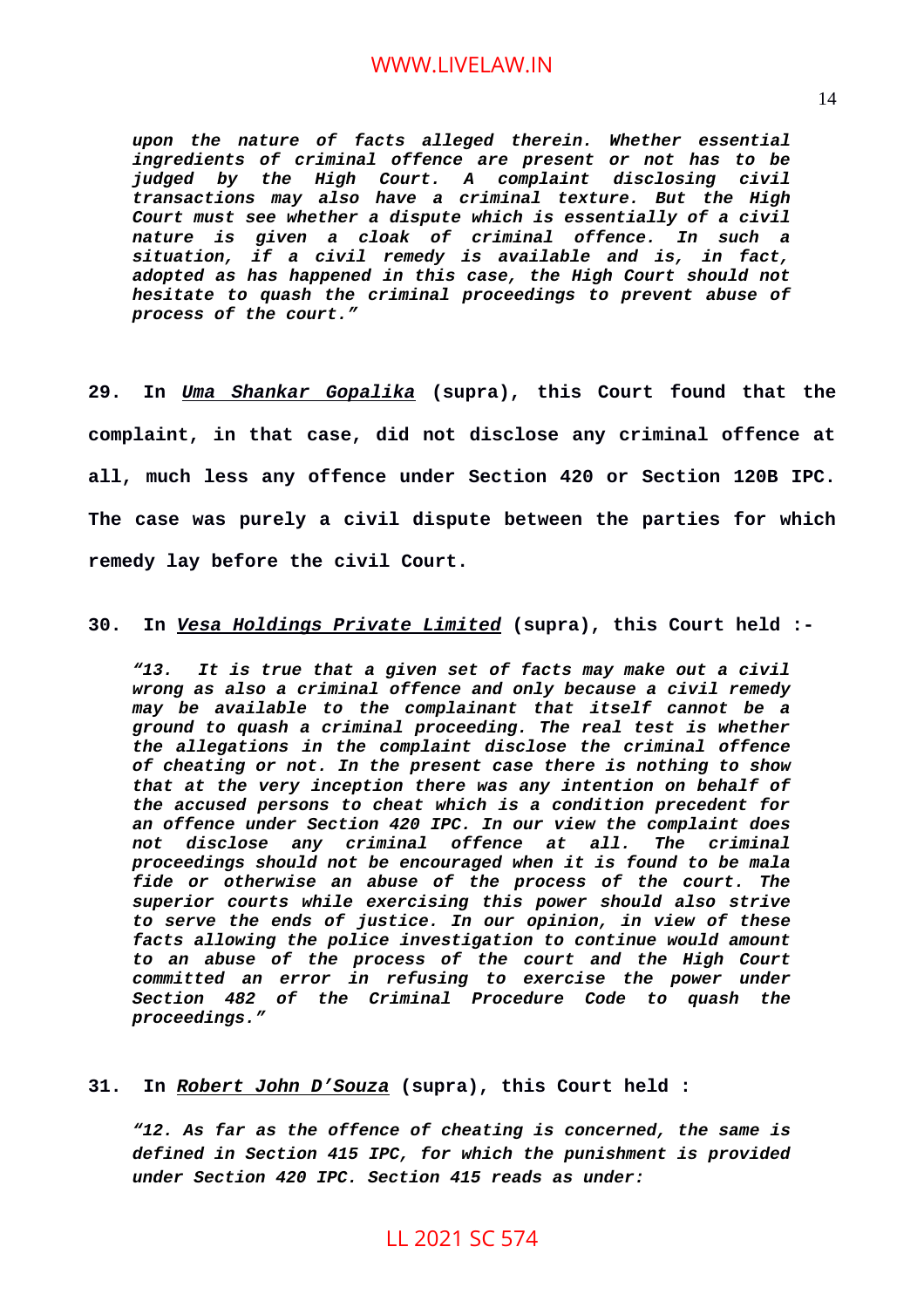*upon the nature of facts alleged therein. Whether essential ingredients of criminal offence are present or not has to be judged by the High Court. A complaint disclosing civil transactions may also have a criminal texture. But the High Court must see whether a dispute which is essentially of a civil nature is given a cloak of criminal offence. In such a situation, if a civil remedy is available and is, in fact, adopted as has happened in this case, the High Court should not hesitate to quash the criminal proceedings to prevent abuse of process of the court."*

**29.** **In *Uma Shankar Gopalika* (supra), this Court found that the complaint, in that case, did not disclose any criminal offence at all, much less any offence under Section 420 or Section 120B IPC. The case was purely a civil dispute between the parties for which remedy lay before the civil Court.**

**30.** **In *Vesa Holdings Private Limited* (supra), this Court held :-**

*"13. It is true that a given set of facts may make out a civil wrong as also a criminal offence and only because a civil remedy may be available to the complainant that itself cannot be a ground to quash a criminal proceeding. The real test is whether the allegations in the complaint disclose the criminal offence of cheating or not. In the present case there is nothing to show that at the very inception there was any intention on behalf of the accused persons to cheat which is a condition precedent for an offence under Section 420 IPC. In our view the complaint does not disclose any criminal offence at all. The criminal proceedings should not be encouraged when it is found to be mala fide or otherwise an abuse of the process of the court. The superior courts while exercising this power should also strive to serve the ends of justice. In our opinion, in view of these facts allowing the police investigation to continue would amount to an abuse of the process of the court and the High Court committed an error in refusing to exercise the power under Section 482 of the Criminal Procedure Code to quash the proceedings."*

**31.** **In *Robert John D'Souza* (supra), this Court held :**

*"12. As far as the offence of cheating is concerned, the same is defined in Section 415 IPC, for which the punishment is provided under Section 420 IPC. Section 415 reads as under:*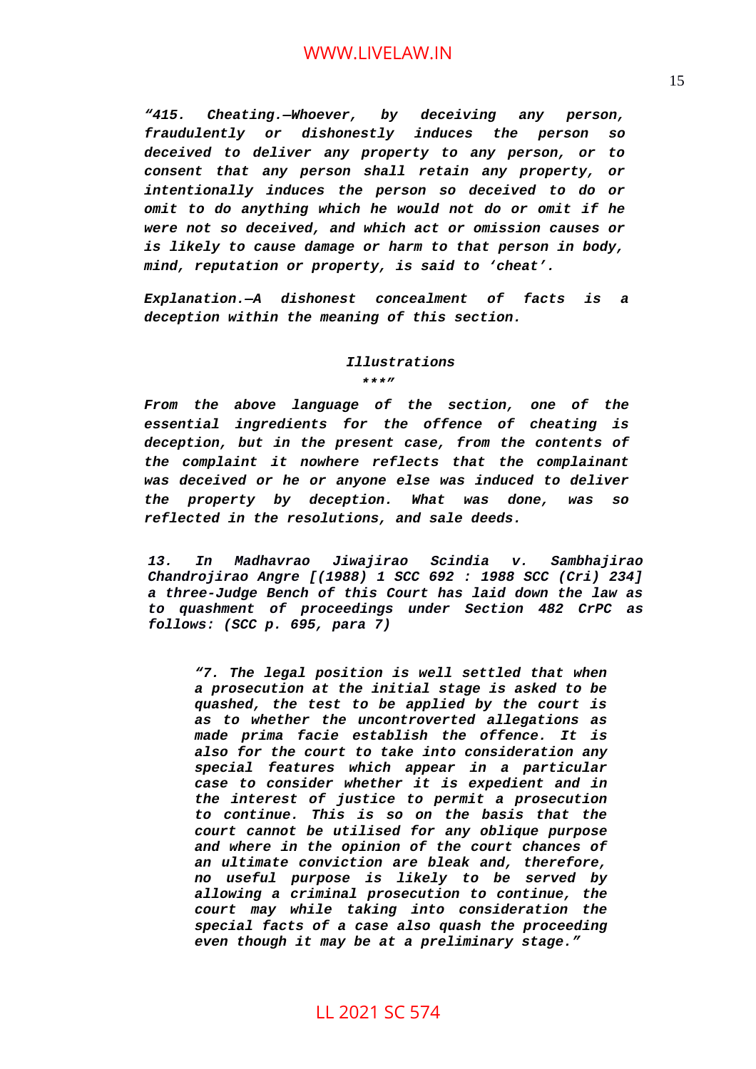*"415. Cheating.—Whoever, by deceiving any person, fraudulently or dishonestly induces the person so deceived to deliver any property to any person, or to consent that any person shall retain any property, or intentionally induces the person so deceived to do or omit to do anything which he would not do or omit if he were not so deceived, and which act or omission causes or is likely to cause damage or harm to that person in body, mind, reputation or property, is said to 'cheat'.*

*Explanation.—A dishonest concealment of facts is a deception within the meaning of this section.*

*Illustrations*

*\*\*\*"*

*From the above language of the section, one of the essential ingredients for the offence of cheating is deception, but in the present case, from the contents of the complaint it nowhere reflects that the complainant was deceived or he or anyone else was induced to deliver the property by deception. What was done, was so reflected in the resolutions, and sale deeds.*

*13. In Madhavrao Jiwajirao Scindia v. Sambhajirao Chandrojirao Angre [(1988) 1 SCC 692 : 1988 SCC (Cri) 234] a three-Judge Bench of this Court has laid down the law as to quashment of proceedings under Section 482 CrPC as follows: (SCC p. 695, para 7)*

> *"7. The legal position is well settled that when a prosecution at the initial stage is asked to be quashed, the test to be applied by the court is as to whether the uncontroverted allegations as made prima facie establish the offence. It is also for the court to take into consideration any special features which appear in a particular case to consider whether it is expedient and in the interest of justice to permit a prosecution to continue. This is so on the basis that the court cannot be utilised for any oblique purpose and where in the opinion of the court chances of an ultimate conviction are bleak and, therefore, no useful purpose is likely to be served by allowing a criminal prosecution to continue, the court may while taking into consideration the special facts of a case also quash the proceeding even though it may be at a preliminary stage."*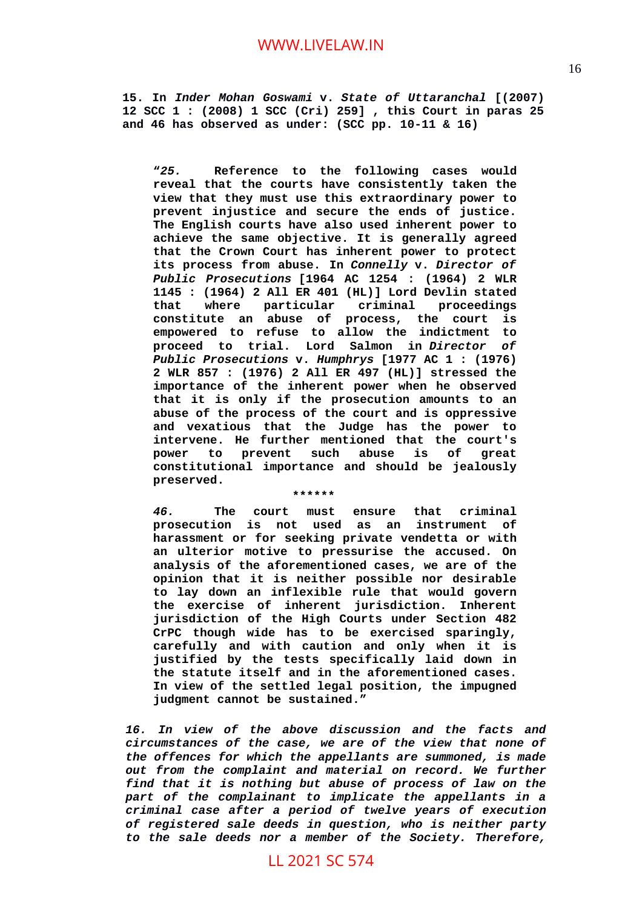**15. In *Inder Mohan Goswami* v. *State of Uttaranchal* [(2007) 12 SCC 1 : (2008) 1 SCC (Cri) 259] , this Court in paras 25 and 46 has observed as under: (SCC pp. 10-11 & 16)**

> **"*25.* Reference to the following cases would reveal that the courts have consistently taken the view that they must use this extraordinary power to prevent injustice and secure the ends of justice. The English courts have also used inherent power to achieve the same objective. It is generally agreed that the Crown Court has inherent power to protect its process from abuse. In *Connelly* v. *Director of Public Prosecutions* [1964 AC 1254 : (1964) 2 WLR 1145 : (1964) 2 All ER 401 (HL)] Lord Devlin stated that where particular criminal proceedings constitute an abuse of process, the court is empowered to refuse to allow the indictment to proceed to trial. Lord Salmon in *Director of Public Prosecutions* v. *Humphrys* [1977 AC 1 : (1976) 2 WLR 857 : (1976) 2 All ER 497 (HL)] stressed the importance of the inherent power when he observed that it is only if the prosecution amounts to an abuse of the process of the court and is oppressive and vexatious that the Judge has the power to intervene. He further mentioned that the court's power to prevent such abuse is of great constitutional importance and should be jealously preserved.**
>
> **\*\*\*\*\*\***
>
> ***46.* The court must ensure that criminal prosecution is not used as an instrument of harassment or for seeking private vendetta or with an ulterior motive to pressurise the accused. On analysis of the aforementioned cases, we are of the opinion that it is neither possible nor desirable to lay down an inflexible rule that would govern the exercise of inherent jurisdiction. Inherent jurisdiction of the High Courts under Section 482 CrPC though wide has to be exercised sparingly, carefully and with caution and only when it is justified by the tests specifically laid down in the statute itself and in the aforementioned cases. In view of the settled legal position, the impugned judgment cannot be sustained."**

***16. In view of the above discussion and the facts and circumstances of the case, we are of the view that none of the offences for which the appellants are summoned, is made out from the complaint and material on record. We further find that it is nothing but abuse of process of law on the part of the complainant to implicate the appellants in a criminal case after a period of twelve years of execution of registered sale deeds in question, who is neither party to the sale deeds nor a member of the Society. Therefore,***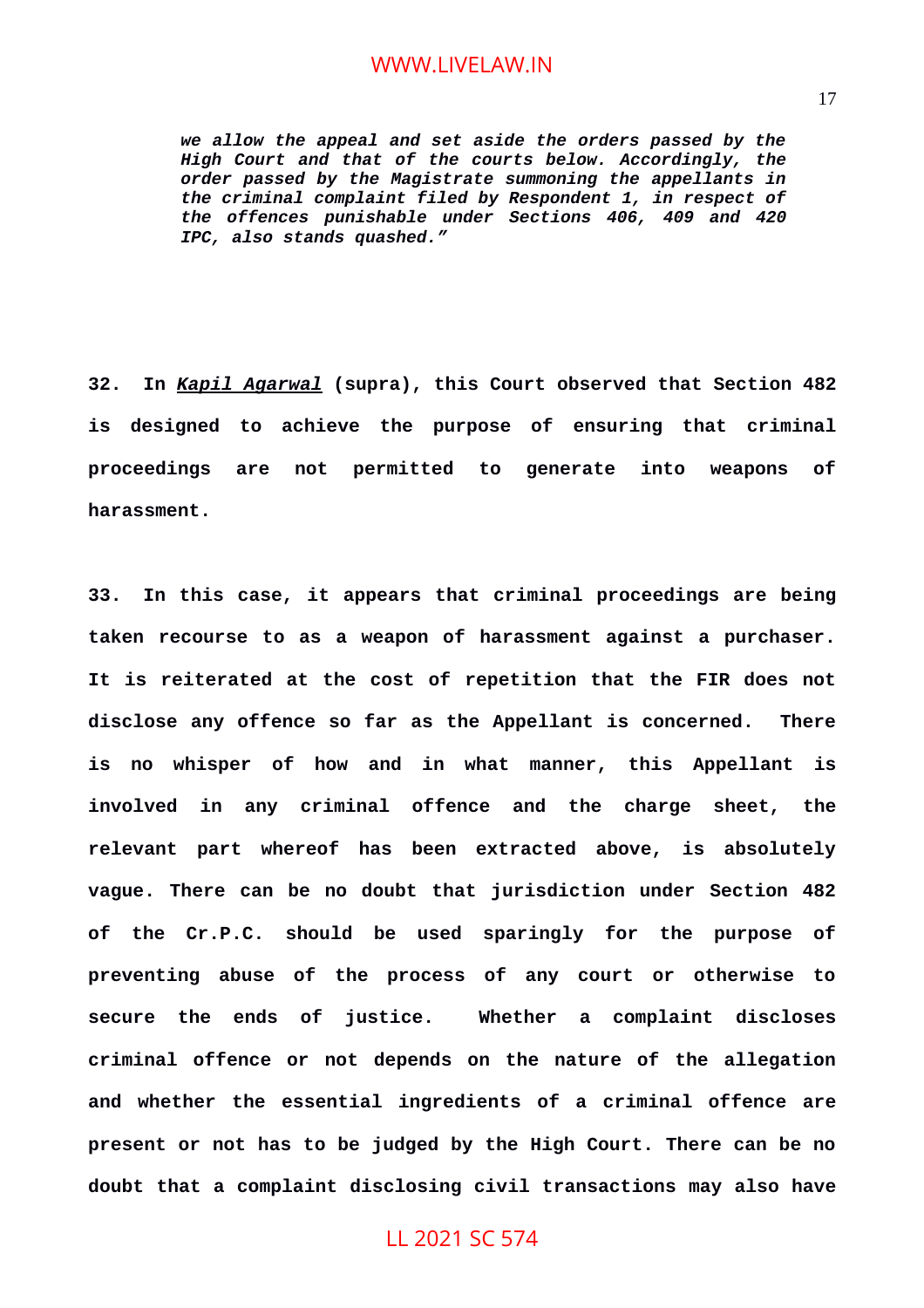*we allow the appeal and set aside the orders passed by the High Court and that of the courts below. Accordingly, the order passed by the Magistrate summoning the appellants in the criminal complaint filed by Respondent 1, in respect of the offences punishable under Sections 406, 409 and 420 IPC, also stands quashed."*

**32. In *Kapil Agarwal* (supra), this Court observed that Section 482 is designed to achieve the purpose of ensuring that criminal proceedings are not permitted to generate into weapons of harassment.**

**33. In this case, it appears that criminal proceedings are being taken recourse to as a weapon of harassment against a purchaser. It is reiterated at the cost of repetition that the FIR does not disclose any offence so far as the Appellant is concerned. There is no whisper of how and in what manner, this Appellant is involved in any criminal offence and the charge sheet, the relevant part whereof has been extracted above, is absolutely vague. There can be no doubt that jurisdiction under Section 482 of the Cr.P.C. should be used sparingly for the purpose of preventing abuse of the process of any court or otherwise to secure the ends of justice. Whether a complaint discloses criminal offence or not depends on the nature of the allegation and whether the essential ingredients of a criminal offence are present or not has to be judged by the High Court. There can be no doubt that a complaint disclosing civil transactions may also have**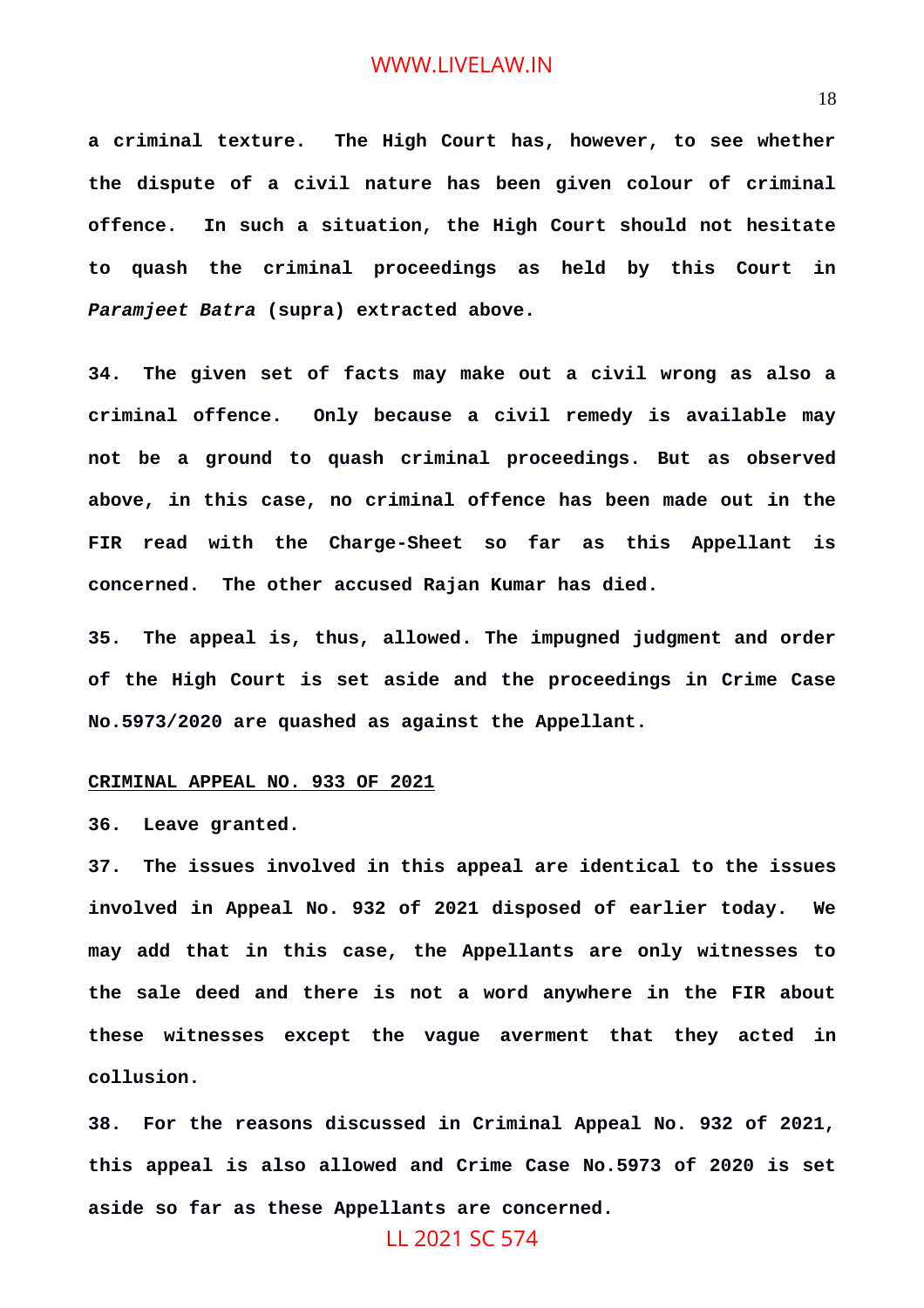**a criminal texture. The High Court has, however, to see whether the dispute of a civil nature has been given colour of criminal offence. In such a situation, the High Court should not hesitate to quash the criminal proceedings as held by this Court in *Paramjeet Batra* (supra) extracted above.**

**34. The given set of facts may make out a civil wrong as also a criminal offence. Only because a civil remedy is available may not be a ground to quash criminal proceedings. But as observed above, in this case, no criminal offence has been made out in the FIR read with the Charge-Sheet so far as this Appellant is concerned. The other accused Rajan Kumar has died.**

**35. The appeal is, thus, allowed. The impugned judgment and order of the High Court is set aside and the proceedings in Crime Case No.5973/2020 are quashed as against the Appellant.**

**<u>CRIMINAL APPEAL NO. 933 OF 2021</u>**

**36. Leave granted.**

**37. The issues involved in this appeal are identical to the issues involved in Appeal No. 932 of 2021 disposed of earlier today. We may add that in this case, the Appellants are only witnesses to the sale deed and there is not a word anywhere in the FIR about these witnesses except the vague averment that they acted in collusion.**

**38. For the reasons discussed in Criminal Appeal No. 932 of 2021, this appeal is also allowed and Crime Case No.5973 of 2020 is set aside so far as these Appellants are concerned.**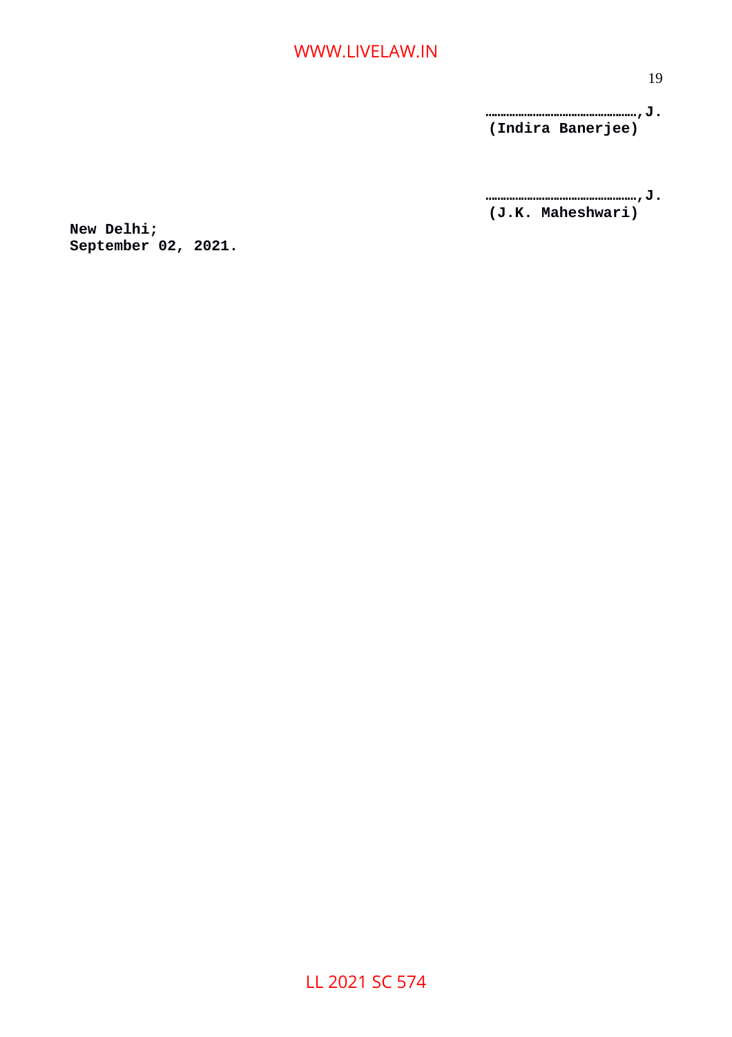**……………………………………………,J.**
**(Indira Banerjee)**

**……………………………………………,J.**
**(J.K. Maheshwari)**

**New Delhi;**
**September 02, 2021.**